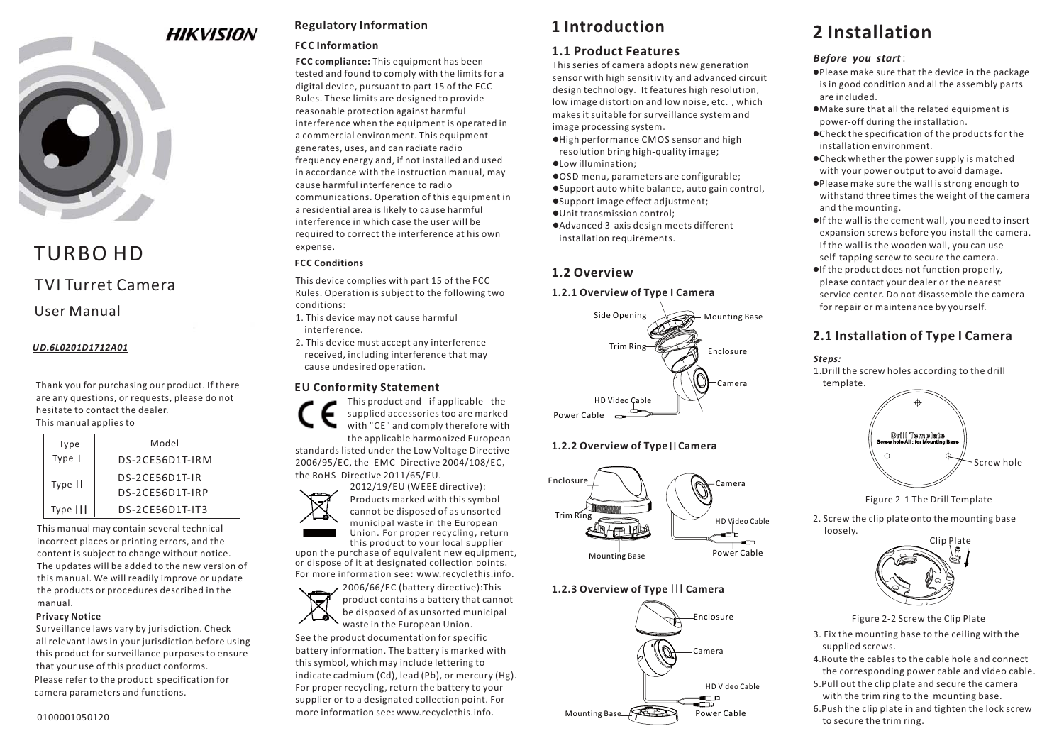**HIKVISION**

# TURBO HD

## TVI Turret Camera

## User Manual

***UD.6L0201D1712A01***

Thank you for purchasing our product. If there are any questions, or requests, please do not hesitate to contact the dealer.

This manual applies to

| Type | Model |
|---|---|
| Type I | DS-2CE56D1T-IRM |
| Type II | DS-2CE56D1T-IR<br>DS-2CE56D1T-IRP |
| Type III | DS-2CE56D1T-IT3 |

This manual may contain several technical incorrect places or printing errors, and the content is subject to change without notice. The updates will be added to the new version of this manual. We will readily improve or update the products or procedures described in the manual.

**Privacy Notice**

Surveillance laws vary by jurisdiction. Check all relevant laws in your jurisdiction before using this product for surveillance purposes to ensure that your use of this product conforms.

Please refer to the product specification for camera parameters and functions.

0100001050120

## Regulatory Information

### FCC Information

**FCC compliance:** This equipment has been tested and found to comply with the limits for a digital device, pursuant to part 15 of the FCC Rules. These limits are designed to provide reasonable protection against harmful interference when the equipment is operated in a commercial environment. This equipment generates, uses, and can radiate radio frequency energy and, if not installed and used in accordance with the instruction manual, may cause harmful interference to radio communications. Operation of this equipment in a residential area is likely to cause harmful interference in which case the user will be required to correct the interference at his own expense.

**FCC Conditions**

This device complies with part 15 of the FCC Rules. Operation is subject to the following two conditions:

1. This device may not cause harmful interference.
2. This device must accept any interference received, including interference that may cause undesired operation.

### EU Conformity Statement

This product and - if applicable - the supplied accessories too are marked with "CE" and comply therefore with the applicable harmonized European standards listed under the Low Voltage Directive 2006/95/EC, the EMC Directive 2004/108/EC, the RoHS Directive 2011/65/EU.

2012/19/EU (WEEE directive): Products marked with this symbol cannot be disposed of as unsorted municipal waste in the European Union. For proper recycling, return this product to your local supplier upon the purchase of equivalent new equipment, or dispose of it at designated collection points. For more information see: www.recyclethis.info.

2006/66/EC (battery directive):This product contains a battery that cannot be disposed of as unsorted municipal waste in the European Union. See the product documentation for specific battery information. The battery is marked with this symbol, which may include lettering to indicate cadmium (Cd), lead (Pb), or mercury (Hg). For proper recycling, return the battery to your supplier or to a designated collection point. For more information see: www.recyclethis.info.

# 1 Introduction

## 1.1 Product Features

This series of camera adopts new generation sensor with high sensitivity and advanced circuit design technology. It features high resolution, low image distortion and low noise, etc. , which makes it suitable for surveillance system and image processing system.

- High performance CMOS sensor and high resolution bring high-quality image;
- Low illumination;
- OSD menu, parameters are configurable;
- Support auto white balance, auto gain control,
- Support image effect adjustment;
- Unit transmission control;
- Advanced 3-axis design meets different installation requirements.

## 1.2 Overview

### 1.2.1 Overview of Type I Camera

Side Opening, Mounting Base, Trim Ring, Enclosure, Camera, HD Video Cable, Power Cable

### 1.2.2 Overview of Type II Camera

Enclosure, Camera, Trim Ring, HD Video Cable, Mounting Base, Power Cable

### 1.2.3 Overview of Type III Camera

Enclosure, Camera, HD Video Cable, Mounting Base, Power Cable

# 2 Installation

***Before you start*:**

- Please make sure that the device in the package is in good condition and all the assembly parts are included.
- Make sure that all the related equipment is power-off during the installation.
- Check the specification of the products for the installation environment.
- Check whether the power supply is matched with your power output to avoid damage.
- Please make sure the wall is strong enough to withstand three times the weight of the camera and the mounting.
- If the wall is the cement wall, you need to insert expansion screws before you install the camera. If the wall is the wooden wall, you can use self-tapping screw to secure the camera.
- If the product does not function properly, please contact your dealer or the nearest service center. Do not disassemble the camera for repair or maintenance by yourself.

## 2.1 Installation of Type I Camera

***Steps:***

1. Drill the screw holes according to the drill template.

Drill Template — Screw hole All : for Mounting Base; Screw hole

Figure 2-1 The Drill Template

2. Screw the clip plate onto the mounting base loosely.

Clip Plate

Figure 2-2 Screw the Clip Plate

3. Fix the mounting base to the ceiling with the supplied screws.
4. Route the cables to the cable hole and connect the corresponding power cable and video cable.
5. Pull out the clip plate and secure the camera with the trim ring to the mounting base.
6. Push the clip plate in and tighten the lock screw to secure the trim ring.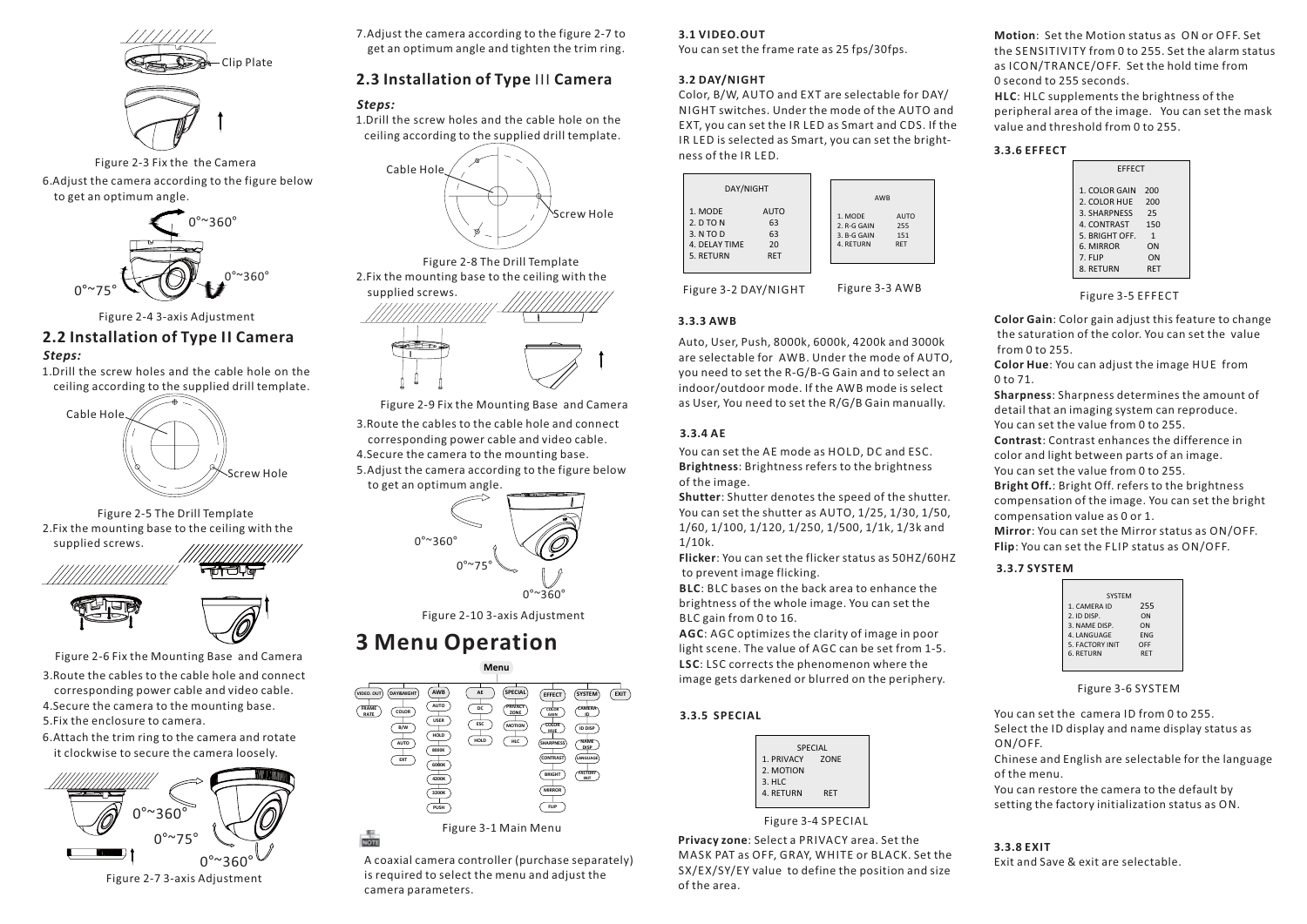Figure 2-3 Fix the the Camera

6.Adjust the camera according to the figure below to get an optimum angle.

0°~360°

0°~360°

0°~75°

Figure 2-4 3-axis Adjustment

## 2.2 Installation of Type II Camera

*Steps:*

1.Drill the screw holes and the cable hole on the ceiling according to the supplied drill template.

Cable Hole

Screw Hole

Figure 2-5 The Drill Template

2.Fix the mounting base to the ceiling with the supplied screws.

Figure 2-6 Fix the Mounting Base and Camera

3.Route the cables to the cable hole and connect corresponding power cable and video cable.

4.Secure the camera to the mounting base.

5.Fix the enclosure to camera.

6.Attach the trim ring to the camera and rotate it clockwise to secure the camera loosely.

0°~360°

0°~75°

0°~360°

Figure 2-7 3-axis Adjustment

7.Adjust the camera according to the figure 2-7 to get an optimum angle and tighten the trim ring.

## 2.3 Installation of Type III Camera

*Steps:*

1.Drill the screw holes and the cable hole on the ceiling according to the supplied drill template.

Cable Hole

Screw Hole

Figure 2-8 The Drill Template

2.Fix the mounting base to the ceiling with the supplied screws.

Figure 2-9 Fix the Mounting Base and Camera

3.Route the cables to the cable hole and connect corresponding power cable and video cable.

4.Secure the camera to the mounting base.

5.Adjust the camera according to the figure below to get an optimum angle.

0°~360°

0°~75°

0°~360°

Figure 2-10 3-axis Adjustment

# 3 Menu Operation

Menu

VIDEO.OUT: FRAME RATE
DAY&NIGHT: COLOR, B/W, AUTO, EXT
AWB: AUTO, USER, HOLD, 8000K, 6000K, 4200K, 3200K, PUSH
AE: DC, ESC, HOLD
SPECIAL: PRIVACY ZONE, MOTION, HLC
EFFECT: COLOR GAIN, COLOR HUE, SHARPNESS, CONTRAST, BRIGHT, MIRROR, FLIP
SYSTEM: CAMERA ID, ID DISP, NAME DISP, LANGUAGE, FACTORY INIT
EXIT

Figure 3-1 Main Menu

NOTE

A coaxial camera controller (purchase separately) is required to select the menu and adjust the camera parameters.

### 3.1 VIDEO.OUT

You can set the frame rate as 25 fps/30fps.

### 3.2 DAY/NIGHT

Color, B/W, AUTO and EXT are selectable for DAY/NIGHT switches. Under the mode of the AUTO and EXT, you can set the IR LED as Smart and CDS. If the IR LED is selected as Smart, you can set the brightness of the IR LED.

| DAY/NIGHT | |
|---|---|
| 1. MODE | AUTO |
| 2. D TO N | 63 |
| 3. N TO D | 63 |
| 4. DELAY TIME | 20 |
| 5. RETURN | RET |

Figure 3-2 DAY/NIGHT

| AWB | |
|---|---|
| 1. MODE | AUTO |
| 2. R-G GAIN | 255 |
| 3. B-G GAIN | 151 |
| 4. RETURN | RET |

Figure 3-3 AWB

### 3.3.3 AWB

Auto, User, Push, 8000k, 6000k, 4200k and 3000k are selectable for AWB. Under the mode of AUTO, you need to set the R-G/B-G Gain and to select an indoor/outdoor mode. If the AWB mode is select as User, You need to set the R/G/B Gain manually.

### 3.3.4 AE

You can set the AE mode as HOLD, DC and ESC.

**Brightness**: Brightness refers to the brightness of the image.

**Shutter**: Shutter denotes the speed of the shutter. You can set the shutter as AUTO, 1/25, 1/30, 1/50, 1/60, 1/100, 1/120, 1/250, 1/500, 1/1k, 1/3k and 1/10k.

**Flicker**: You can set the flicker status as 50HZ/60HZ to prevent image flicking.

**BLC**: BLC bases on the back area to enhance the brightness of the whole image. You can set the BLC gain from 0 to 16.

**AGC**: AGC optimizes the clarity of image in poor light scene. The value of AGC can be set from 1-5.

**LSC**: LSC corrects the phenomenon where the image gets darkened or blurred on the periphery.

### 3.3.5 SPECIAL

| SPECIAL | |
|---|---|
| 1. PRIVACY | ZONE |
| 2. MOTION | |
| 3. HLC | |
| 4. RETURN | RET |

Figure 3-4 SPECIAL

**Privacy zone**: Select a PRIVACY area. Set the MASK PAT as OFF, GRAY, WHITE or BLACK. Set the SX/EX/SY/EY value to define the position and size of the area.

**Motion**: Set the Motion status as ON or OFF. Set the SENSITIVITY from 0 to 255. Set the alarm status as ICON/TRANCE/OFF. Set the hold time from 0 second to 255 seconds.

**HLC**: HLC supplements the brightness of the peripheral area of the image. You can set the mask value and threshold from 0 to 255.

### 3.3.6 EFFECT

| EFFECT | |
|---|---|
| 1. COLOR GAIN | 200 |
| 2. COLOR HUE | 200 |
| 3. SHARPNESS | 25 |
| 4. CONTRAST | 150 |
| 5. BRIGHT OFF. | 1 |
| 6. MIRROR | ON |
| 7. FLIP | ON |
| 8. RETURN | RET |

Figure 3-5 EFFECT

**Color Gain**: Color gain adjust this feature to change the saturation of the color. You can set the value from 0 to 255.

**Color Hue**: You can adjust the image HUE from 0 to 71.

**Sharpness**: Sharpness determines the amount of detail that an imaging system can reproduce. You can set the value from 0 to 255.

**Contrast**: Contrast enhances the difference in color and light between parts of an image. You can set the value from 0 to 255.

**Bright Off.**: Bright Off. refers to the brightness compensation of the image. You can set the bright compensation value as 0 or 1.

**Mirror**: You can set the Mirror status as ON/OFF.

**Flip**: You can set the FLIP status as ON/OFF.

### 3.3.7 SYSTEM

| SYSTEM | |
|---|---|
| 1. CAMERA ID | 255 |
| 2. ID DISP. | ON |
| 3. NAME DISP. | ON |
| 4. LANGUAGE | ENG |
| 5. FACTORY INIT | OFF |
| 6. RETURN | RET |

Figure 3-6 SYSTEM

You can set the camera ID from 0 to 255.

Select the ID display and name display status as ON/OFF.

Chinese and English are selectable for the language of the menu.

You can restore the camera to the default by setting the factory initialization status as ON.

### 3.3.8 EXIT

Exit and Save & exit are selectable.